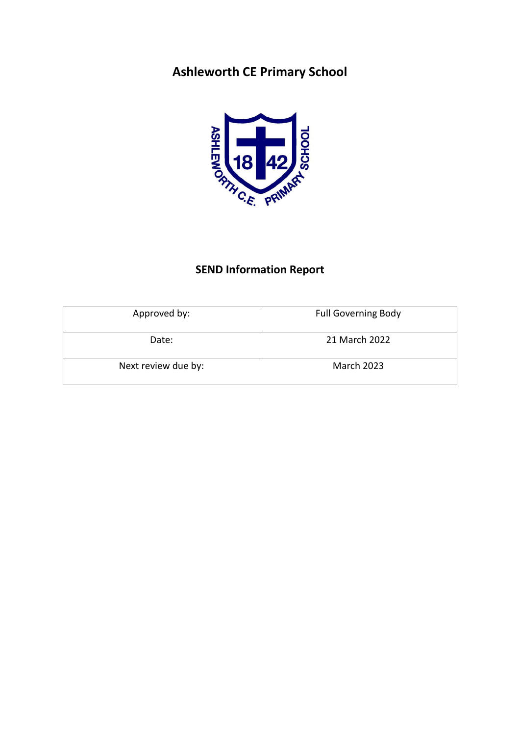# Ashleworth CE Primary School

## SEND Information Report

| Approved by: | Full Governing Body |
|---|---|
| Date: | 21 March 2022 |
| Next review due by: | March 2023 |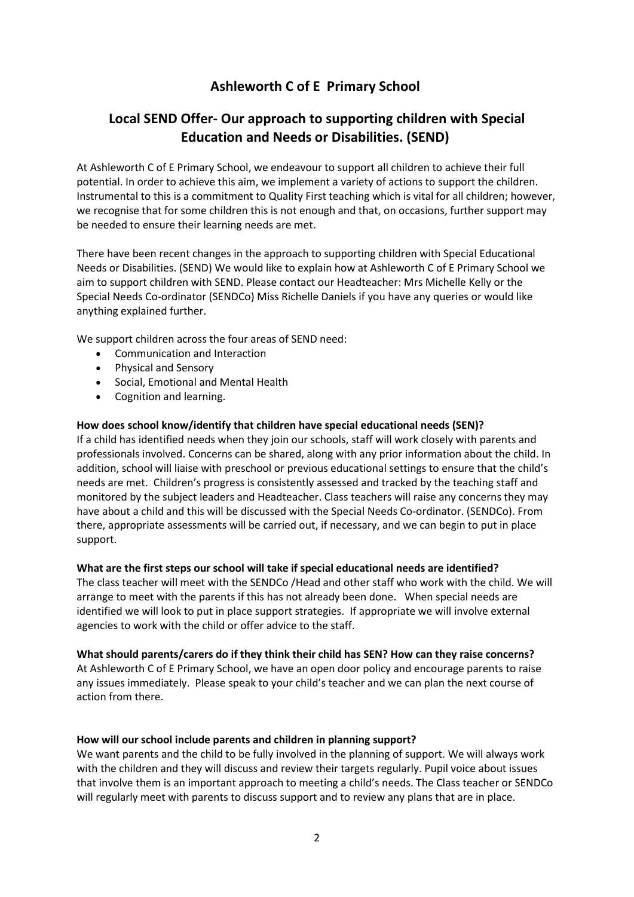# Ashleworth C of E Primary School

## Local SEND Offer- Our approach to supporting children with Special Education and Needs or Disabilities. (SEND)

At Ashleworth C of E Primary School, we endeavour to support all children to achieve their full potential. In order to achieve this aim, we implement a variety of actions to support the children. Instrumental to this is a commitment to Quality First teaching which is vital for all children; however, we recognise that for some children this is not enough and that, on occasions, further support may be needed to ensure their learning needs are met.

There have been recent changes in the approach to supporting children with Special Educational Needs or Disabilities. (SEND) We would like to explain how at Ashleworth C of E Primary School we aim to support children with SEND. Please contact our Headteacher: Mrs Michelle Kelly or the Special Needs Co-ordinator (SENDCo) Miss Richelle Daniels if you have any queries or would like anything explained further.

We support children across the four areas of SEND need:

- Communication and Interaction
- Physical and Sensory
- Social, Emotional and Mental Health
- Cognition and learning.

**How does school know/identify that children have special educational needs (SEN)?**

If a child has identified needs when they join our schools, staff will work closely with parents and professionals involved. Concerns can be shared, along with any prior information about the child. In addition, school will liaise with preschool or previous educational settings to ensure that the child's needs are met. Children's progress is consistently assessed and tracked by the teaching staff and monitored by the subject leaders and Headteacher. Class teachers will raise any concerns they may have about a child and this will be discussed with the Special Needs Co-ordinator. (SENDCo). From there, appropriate assessments will be carried out, if necessary, and we can begin to put in place support.

**What are the first steps our school will take if special educational needs are identified?**

The class teacher will meet with the SENDCo /Head and other staff who work with the child. We will arrange to meet with the parents if this has not already been done. When special needs are identified we will look to put in place support strategies. If appropriate we will involve external agencies to work with the child or offer advice to the staff.

**What should parents/carers do if they think their child has SEN? How can they raise concerns?**

At Ashleworth C of E Primary School, we have an open door policy and encourage parents to raise any issues immediately. Please speak to your child's teacher and we can plan the next course of action from there.

**How will our school include parents and children in planning support?**

We want parents and the child to be fully involved in the planning of support. We will always work with the children and they will discuss and review their targets regularly. Pupil voice about issues that involve them is an important approach to meeting a child's needs. The Class teacher or SENDCo will regularly meet with parents to discuss support and to review any plans that are in place.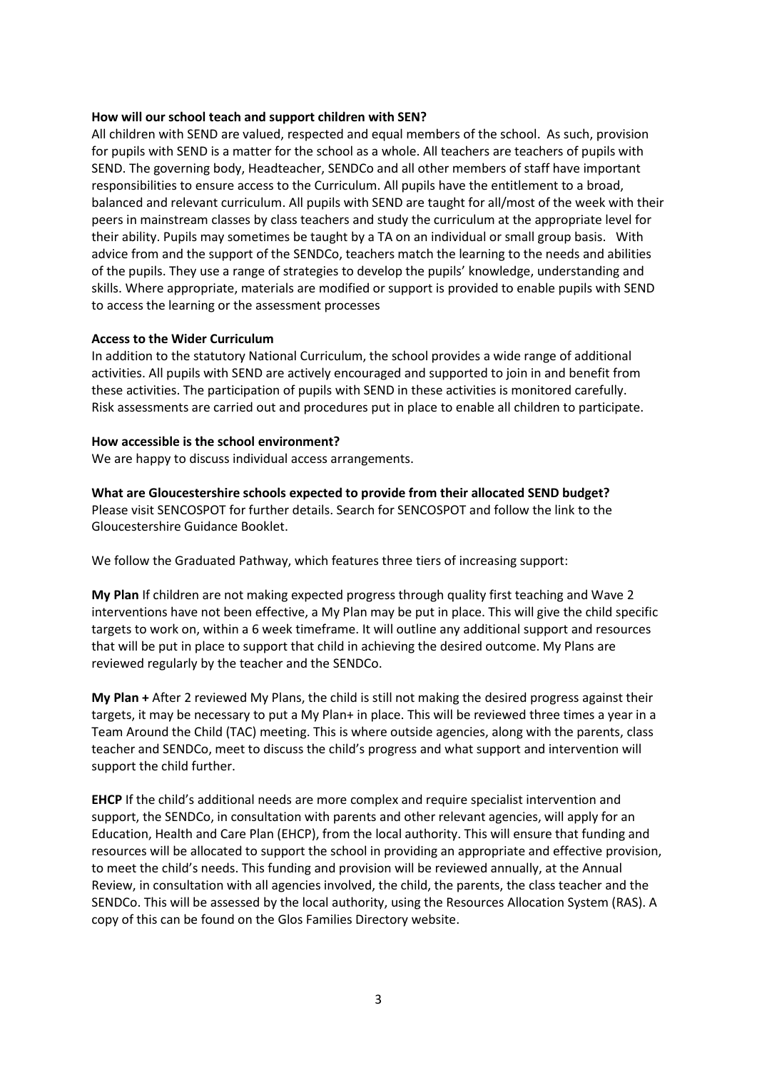**How will our school teach and support children with SEN?**

All children with SEND are valued, respected and equal members of the school. As such, provision for pupils with SEND is a matter for the school as a whole. All teachers are teachers of pupils with SEND. The governing body, Headteacher, SENDCo and all other members of staff have important responsibilities to ensure access to the Curriculum. All pupils have the entitlement to a broad, balanced and relevant curriculum. All pupils with SEND are taught for all/most of the week with their peers in mainstream classes by class teachers and study the curriculum at the appropriate level for their ability. Pupils may sometimes be taught by a TA on an individual or small group basis. With advice from and the support of the SENDCo, teachers match the learning to the needs and abilities of the pupils. They use a range of strategies to develop the pupils' knowledge, understanding and skills. Where appropriate, materials are modified or support is provided to enable pupils with SEND to access the learning or the assessment processes

**Access to the Wider Curriculum**

In addition to the statutory National Curriculum, the school provides a wide range of additional activities. All pupils with SEND are actively encouraged and supported to join in and benefit from these activities. The participation of pupils with SEND in these activities is monitored carefully. Risk assessments are carried out and procedures put in place to enable all children to participate.

**How accessible is the school environment?**

We are happy to discuss individual access arrangements.

**What are Gloucestershire schools expected to provide from their allocated SEND budget?**

Please visit SENCOSPOT for further details. Search for SENCOSPOT and follow the link to the Gloucestershire Guidance Booklet.

We follow the Graduated Pathway, which features three tiers of increasing support:

**My Plan** If children are not making expected progress through quality first teaching and Wave 2 interventions have not been effective, a My Plan may be put in place. This will give the child specific targets to work on, within a 6 week timeframe. It will outline any additional support and resources that will be put in place to support that child in achieving the desired outcome. My Plans are reviewed regularly by the teacher and the SENDCo.

**My Plan +** After 2 reviewed My Plans, the child is still not making the desired progress against their targets, it may be necessary to put a My Plan+ in place. This will be reviewed three times a year in a Team Around the Child (TAC) meeting. This is where outside agencies, along with the parents, class teacher and SENDCo, meet to discuss the child's progress and what support and intervention will support the child further.

**EHCP** If the child's additional needs are more complex and require specialist intervention and support, the SENDCo, in consultation with parents and other relevant agencies, will apply for an Education, Health and Care Plan (EHCP), from the local authority. This will ensure that funding and resources will be allocated to support the school in providing an appropriate and effective provision, to meet the child's needs. This funding and provision will be reviewed annually, at the Annual Review, in consultation with all agencies involved, the child, the parents, the class teacher and the SENDCo. This will be assessed by the local authority, using the Resources Allocation System (RAS). A copy of this can be found on the Glos Families Directory website.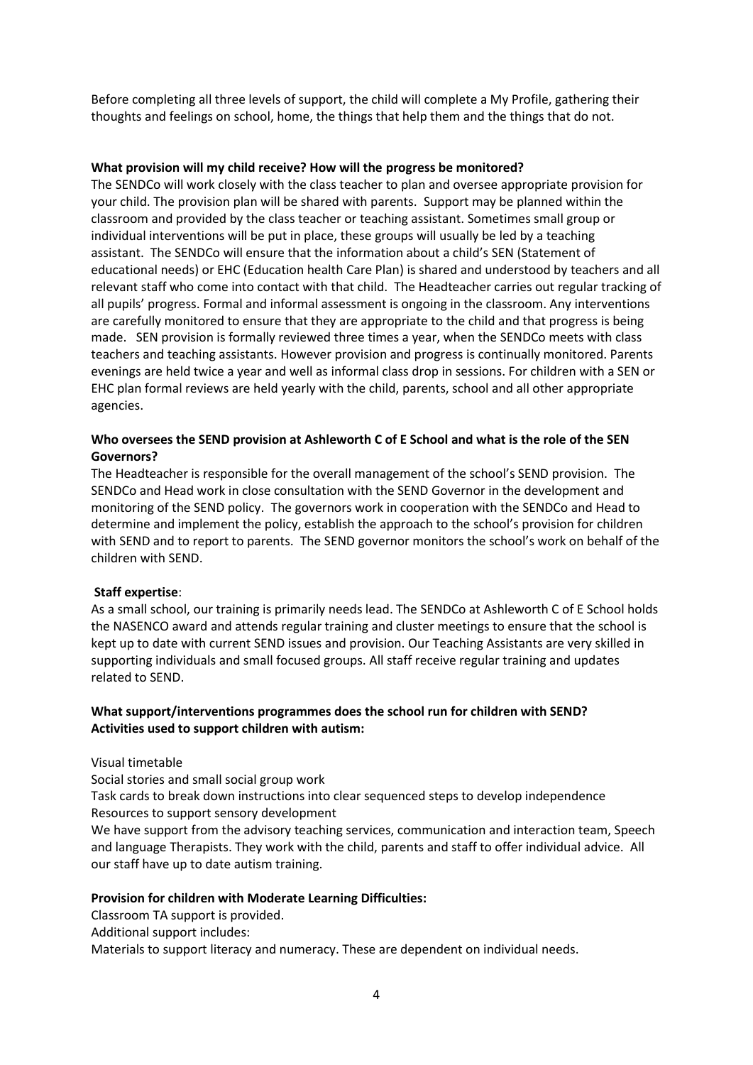Before completing all three levels of support, the child will complete a My Profile, gathering their thoughts and feelings on school, home, the things that help them and the things that do not.

**What provision will my child receive? How will the progress be monitored?**

The SENDCo will work closely with the class teacher to plan and oversee appropriate provision for your child. The provision plan will be shared with parents. Support may be planned within the classroom and provided by the class teacher or teaching assistant. Sometimes small group or individual interventions will be put in place, these groups will usually be led by a teaching assistant. The SENDCo will ensure that the information about a child's SEN (Statement of educational needs) or EHC (Education health Care Plan) is shared and understood by teachers and all relevant staff who come into contact with that child. The Headteacher carries out regular tracking of all pupils' progress. Formal and informal assessment is ongoing in the classroom. Any interventions are carefully monitored to ensure that they are appropriate to the child and that progress is being made. SEN provision is formally reviewed three times a year, when the SENDCo meets with class teachers and teaching assistants. However provision and progress is continually monitored. Parents evenings are held twice a year and well as informal class drop in sessions. For children with a SEN or EHC plan formal reviews are held yearly with the child, parents, school and all other appropriate agencies.

**Who oversees the SEND provision at Ashleworth C of E School and what is the role of the SEN Governors?**

The Headteacher is responsible for the overall management of the school's SEND provision. The SENDCo and Head work in close consultation with the SEND Governor in the development and monitoring of the SEND policy. The governors work in cooperation with the SENDCo and Head to determine and implement the policy, establish the approach to the school's provision for children with SEND and to report to parents. The SEND governor monitors the school's work on behalf of the children with SEND.

**Staff expertise**:

As a small school, our training is primarily needs lead. The SENDCo at Ashleworth C of E School holds the NASENCO award and attends regular training and cluster meetings to ensure that the school is kept up to date with current SEND issues and provision. Our Teaching Assistants are very skilled in supporting individuals and small focused groups. All staff receive regular training and updates related to SEND.

**What support/interventions programmes does the school run for children with SEND?**
**Activities used to support children with autism:**

Visual timetable
Social stories and small social group work
Task cards to break down instructions into clear sequenced steps to develop independence
Resources to support sensory development
We have support from the advisory teaching services, communication and interaction team, Speech and language Therapists. They work with the child, parents and staff to offer individual advice. All our staff have up to date autism training.

**Provision for children with Moderate Learning Difficulties:**

Classroom TA support is provided.
Additional support includes:
Materials to support literacy and numeracy. These are dependent on individual needs.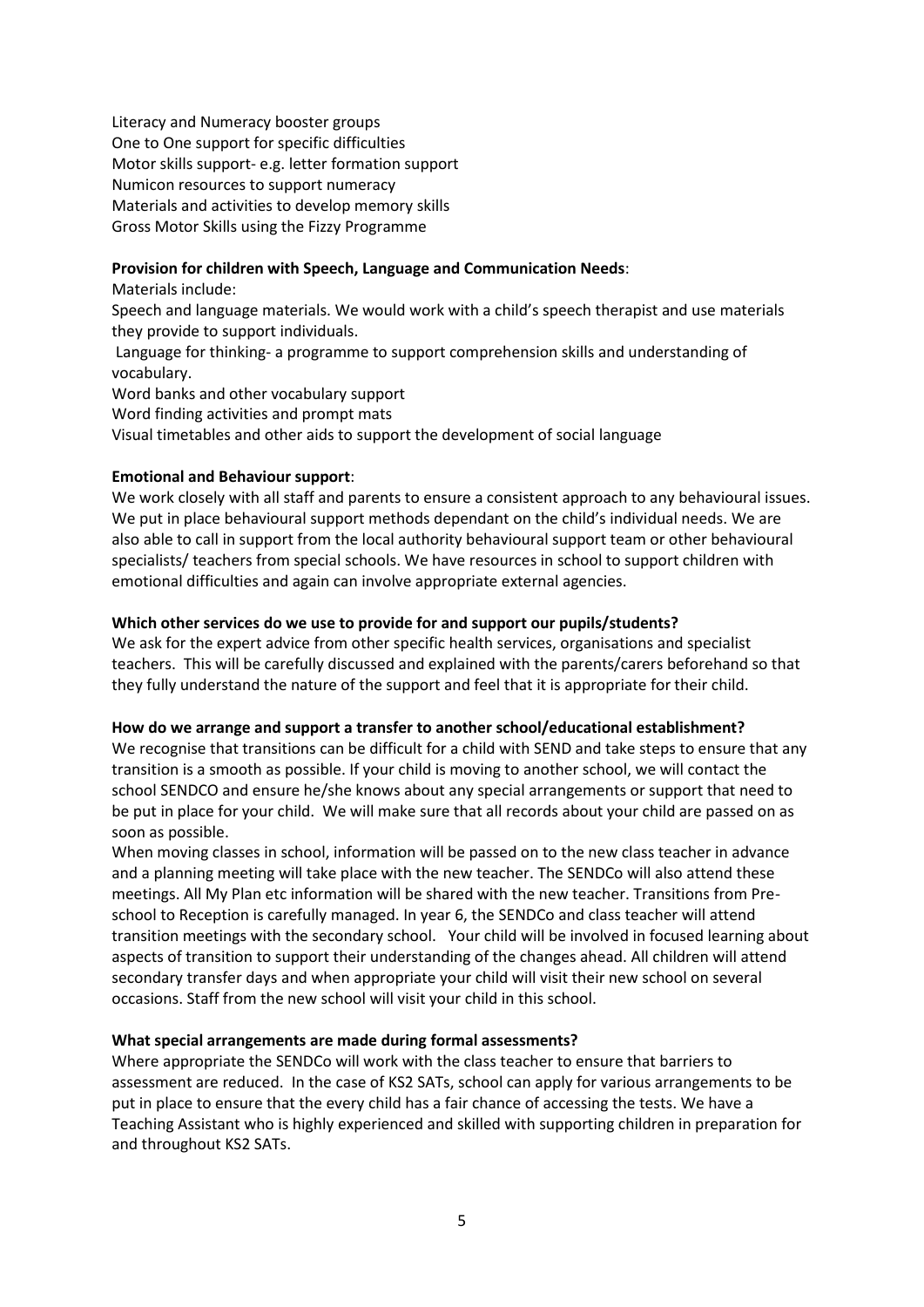Literacy and Numeracy booster groups
One to One support for specific difficulties
Motor skills support- e.g. letter formation support
Numicon resources to support numeracy
Materials and activities to develop memory skills
Gross Motor Skills using the Fizzy Programme

**Provision for children with Speech, Language and Communication Needs**:

Materials include:

Speech and language materials. We would work with a child's speech therapist and use materials they provide to support individuals.

Language for thinking- a programme to support comprehension skills and understanding of vocabulary.

Word banks and other vocabulary support

Word finding activities and prompt mats

Visual timetables and other aids to support the development of social language

**Emotional and Behaviour support**:

We work closely with all staff and parents to ensure a consistent approach to any behavioural issues. We put in place behavioural support methods dependant on the child's individual needs. We are also able to call in support from the local authority behavioural support team or other behavioural specialists/ teachers from special schools. We have resources in school to support children with emotional difficulties and again can involve appropriate external agencies.

**Which other services do we use to provide for and support our pupils/students?**

We ask for the expert advice from other specific health services, organisations and specialist teachers. This will be carefully discussed and explained with the parents/carers beforehand so that they fully understand the nature of the support and feel that it is appropriate for their child.

**How do we arrange and support a transfer to another school/educational establishment?**

We recognise that transitions can be difficult for a child with SEND and take steps to ensure that any transition is a smooth as possible. If your child is moving to another school, we will contact the school SENDCO and ensure he/she knows about any special arrangements or support that need to be put in place for your child. We will make sure that all records about your child are passed on as soon as possible.

When moving classes in school, information will be passed on to the new class teacher in advance and a planning meeting will take place with the new teacher. The SENDCo will also attend these meetings. All My Plan etc information will be shared with the new teacher. Transitions from Pre-school to Reception is carefully managed. In year 6, the SENDCo and class teacher will attend transition meetings with the secondary school. Your child will be involved in focused learning about aspects of transition to support their understanding of the changes ahead. All children will attend secondary transfer days and when appropriate your child will visit their new school on several occasions. Staff from the new school will visit your child in this school.

**What special arrangements are made during formal assessments?**

Where appropriate the SENDCo will work with the class teacher to ensure that barriers to assessment are reduced. In the case of KS2 SATs, school can apply for various arrangements to be put in place to ensure that the every child has a fair chance of accessing the tests. We have a Teaching Assistant who is highly experienced and skilled with supporting children in preparation for and throughout KS2 SATs.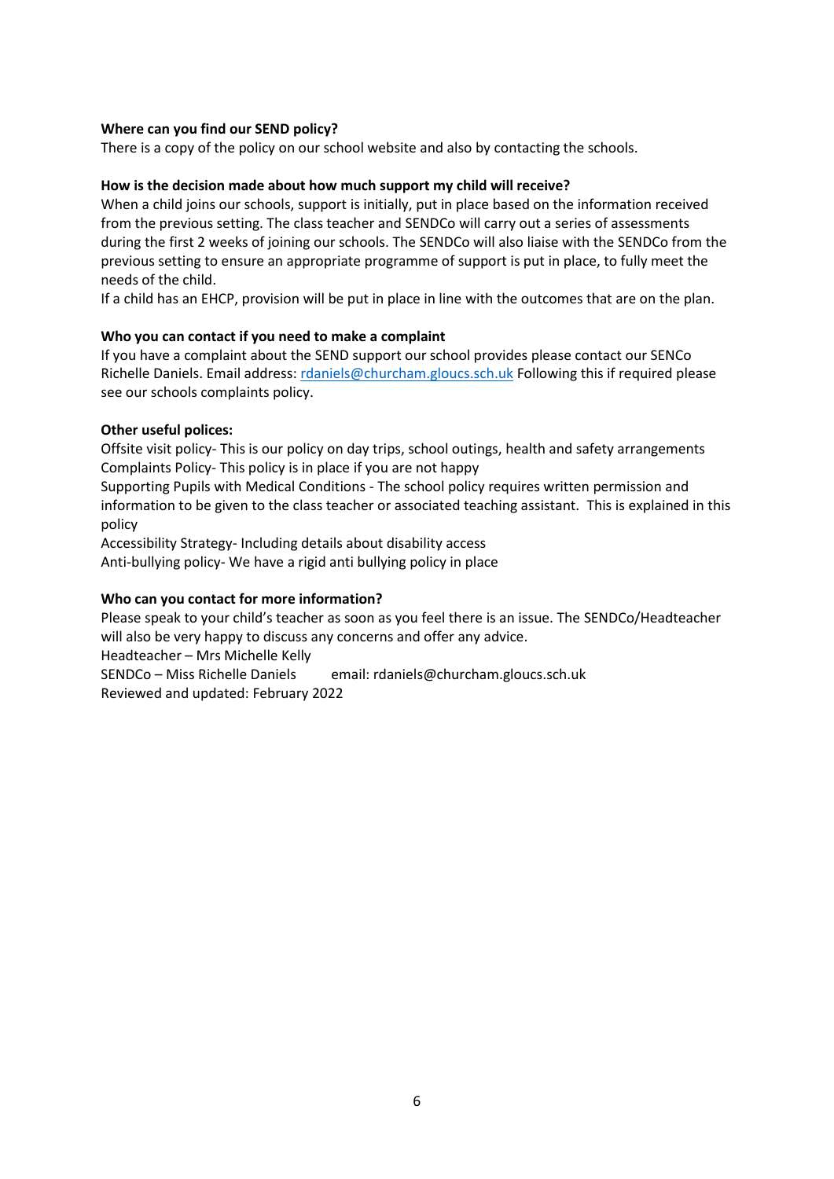**Where can you find our SEND policy?**

There is a copy of the policy on our school website and also by contacting the schools.

**How is the decision made about how much support my child will receive?**

When a child joins our schools, support is initially, put in place based on the information received from the previous setting. The class teacher and SENDCo will carry out a series of assessments during the first 2 weeks of joining our schools. The SENDCo will also liaise with the SENDCo from the previous setting to ensure an appropriate programme of support is put in place, to fully meet the needs of the child.

If a child has an EHCP, provision will be put in place in line with the outcomes that are on the plan.

**Who you can contact if you need to make a complaint**

If you have a complaint about the SEND support our school provides please contact our SENCo Richelle Daniels. Email address: rdaniels@churcham.gloucs.sch.uk Following this if required please see our schools complaints policy.

**Other useful polices:**

Offsite visit policy- This is our policy on day trips, school outings, health and safety arrangements

Complaints Policy- This policy is in place if you are not happy

Supporting Pupils with Medical Conditions - The school policy requires written permission and information to be given to the class teacher or associated teaching assistant. This is explained in this policy

Accessibility Strategy- Including details about disability access

Anti-bullying policy- We have a rigid anti bullying policy in place

**Who can you contact for more information?**

Please speak to your child's teacher as soon as you feel there is an issue. The SENDCo/Headteacher will also be very happy to discuss any concerns and offer any advice.

Headteacher – Mrs Michelle Kelly

SENDCo – Miss Richelle Daniels email: rdaniels@churcham.gloucs.sch.uk

Reviewed and updated: February 2022